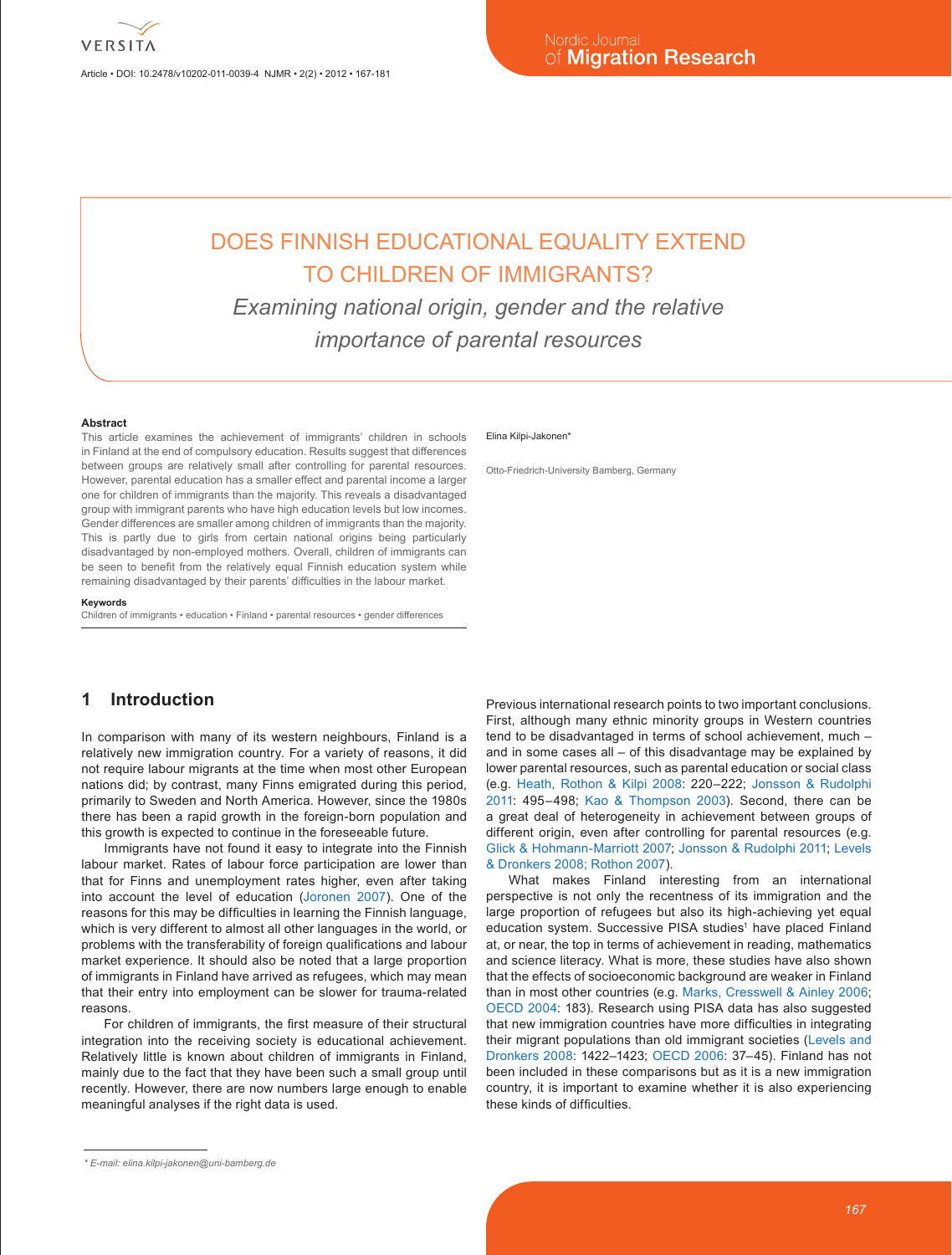# DOES FINNISH EDUCATIONAL EQUALITY EXTEND TO CHILDREN OF IMMIGRANTS?

## *Examining national origin, gender and the relative importance of parental resources*

**Abstract**

This article examines the achievement of immigrants' children in schools in Finland at the end of compulsory education. Results suggest that differences between groups are relatively small after controlling for parental resources. However, parental education has a smaller effect and parental income a larger one for children of immigrants than the majority. This reveals a disadvantaged group with immigrant parents who have high education levels but low incomes. Gender differences are smaller among children of immigrants than the majority. This is partly due to girls from certain national origins being particularly disadvantaged by non-employed mothers. Overall, children of immigrants can be seen to benefit from the relatively equal Finnish education system while remaining disadvantaged by their parents' difficulties in the labour market.

**Keywords**

Children of immigrants • education • Finland • parental resources • gender differences

Elina Kilpi-Jakonen*

Otto-Friedrich-University Bamberg, Germany

## 1 Introduction

In comparison with many of its western neighbours, Finland is a relatively new immigration country. For a variety of reasons, it did not require labour migrants at the time when most other European nations did; by contrast, many Finns emigrated during this period, primarily to Sweden and North America. However, since the 1980s there has been a rapid growth in the foreign-born population and this growth is expected to continue in the foreseeable future.

Immigrants have not found it easy to integrate into the Finnish labour market. Rates of labour force participation are lower than that for Finns and unemployment rates higher, even after taking into account the level of education (Joronen 2007). One of the reasons for this may be difficulties in learning the Finnish language, which is very different to almost all other languages in the world, or problems with the transferability of foreign qualifications and labour market experience. It should also be noted that a large proportion of immigrants in Finland have arrived as refugees, which may mean that their entry into employment can be slower for trauma-related reasons.

For children of immigrants, the first measure of their structural integration into the receiving society is educational achievement. Relatively little is known about children of immigrants in Finland, mainly due to the fact that they have been such a small group until recently. However, there are now numbers large enough to enable meaningful analyses if the right data is used.

Previous international research points to two important conclusions. First, although many ethnic minority groups in Western countries tend to be disadvantaged in terms of school achievement, much – and in some cases all – of this disadvantage may be explained by lower parental resources, such as parental education or social class (e.g. Heath, Rothon & Kilpi 2008: 220–222; Jonsson & Rudolphi 2011: 495–498; Kao & Thompson 2003). Second, there can be a great deal of heterogeneity in achievement between groups of different origin, even after controlling for parental resources (e.g. Glick & Hohmann-Marriott 2007; Jonsson & Rudolphi 2011; Levels & Dronkers 2008; Rothon 2007).

What makes Finland interesting from an international perspective is not only the recentness of its immigration and the large proportion of refugees but also its high-achieving yet equal education system. Successive PISA studies[1] have placed Finland at, or near, the top in terms of achievement in reading, mathematics and science literacy. What is more, these studies have also shown that the effects of socioeconomic background are weaker in Finland than in most other countries (e.g. Marks, Cresswell & Ainley 2006; OECD 2004: 183). Research using PISA data has also suggested that new immigration countries have more difficulties in integrating their migrant populations than old immigrant societies (Levels and Dronkers 2008: 1422–1423; OECD 2006: 37–45). Finland has not been included in these comparisons but as it is a new immigration country, it is important to examine whether it is also experiencing these kinds of difficulties.

* E-mail: elina.kilpi-jakonen@uni-bamberg.de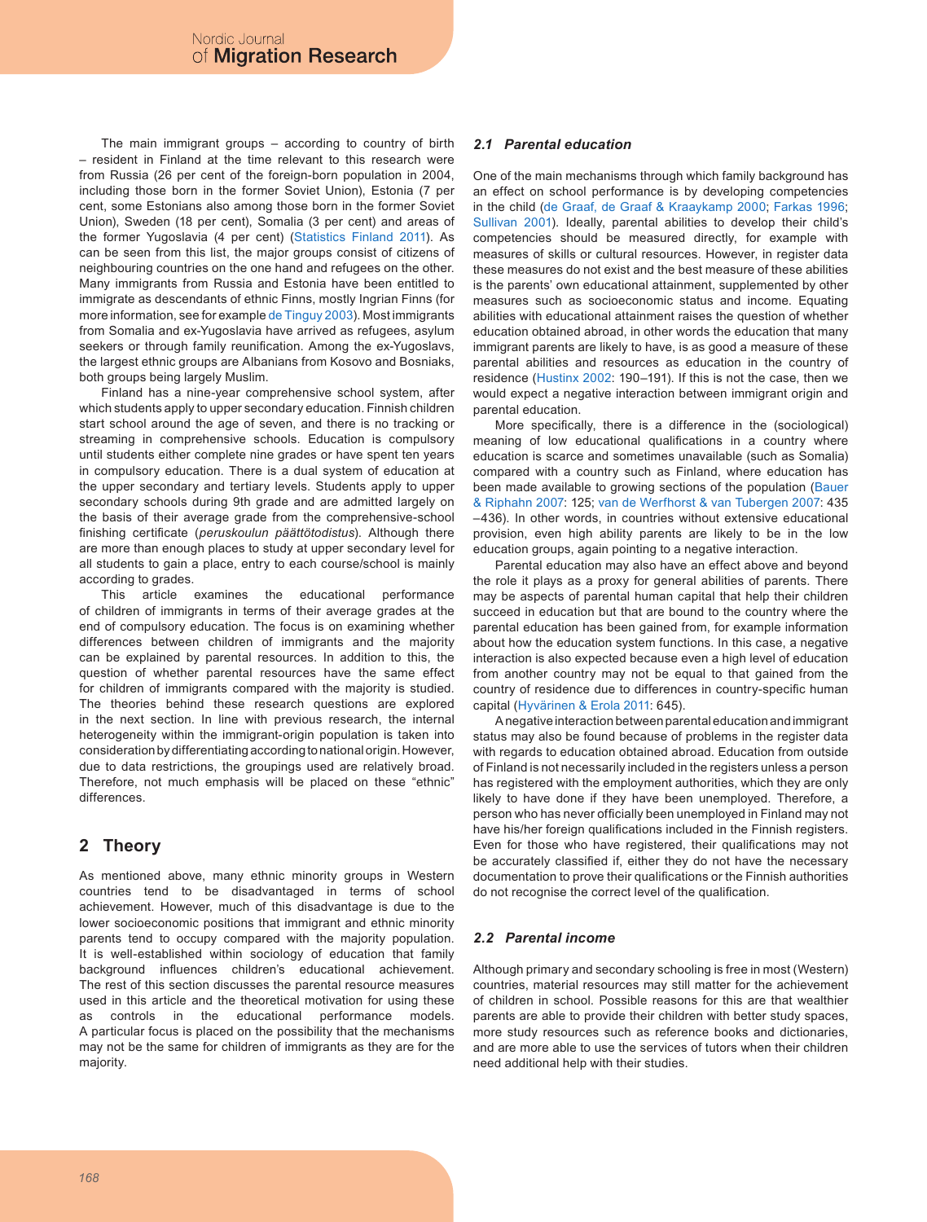The main immigrant groups – according to country of birth – resident in Finland at the time relevant to this research were from Russia (26 per cent of the foreign-born population in 2004, including those born in the former Soviet Union), Estonia (7 per cent, some Estonians also among those born in the former Soviet Union), Sweden (18 per cent), Somalia (3 per cent) and areas of the former Yugoslavia (4 per cent) (Statistics Finland 2011). As can be seen from this list, the major groups consist of citizens of neighbouring countries on the one hand and refugees on the other. Many immigrants from Russia and Estonia have been entitled to immigrate as descendants of ethnic Finns, mostly Ingrian Finns (for more information, see for example de Tinguy 2003). Most immigrants from Somalia and ex-Yugoslavia have arrived as refugees, asylum seekers or through family reunification. Among the ex-Yugoslavs, the largest ethnic groups are Albanians from Kosovo and Bosniaks, both groups being largely Muslim.

Finland has a nine-year comprehensive school system, after which students apply to upper secondary education. Finnish children start school around the age of seven, and there is no tracking or streaming in comprehensive schools. Education is compulsory until students either complete nine grades or have spent ten years in compulsory education. There is a dual system of education at the upper secondary and tertiary levels. Students apply to upper secondary schools during 9th grade and are admitted largely on the basis of their average grade from the comprehensive-school finishing certificate (*peruskoulun päättötodistus*). Although there are more than enough places to study at upper secondary level for all students to gain a place, entry to each course/school is mainly according to grades.

This article examines the educational performance of children of immigrants in terms of their average grades at the end of compulsory education. The focus is on examining whether differences between children of immigrants and the majority can be explained by parental resources. In addition to this, the question of whether parental resources have the same effect for children of immigrants compared with the majority is studied. The theories behind these research questions are explored in the next section. In line with previous research, the internal heterogeneity within the immigrant-origin population is taken into consideration by differentiating according to national origin. However, due to data restrictions, the groupings used are relatively broad. Therefore, not much emphasis will be placed on these "ethnic" differences.

## 2 Theory

As mentioned above, many ethnic minority groups in Western countries tend to be disadvantaged in terms of school achievement. However, much of this disadvantage is due to the lower socioeconomic positions that immigrant and ethnic minority parents tend to occupy compared with the majority population. It is well-established within sociology of education that family background influences children's educational achievement. The rest of this section discusses the parental resource measures used in this article and the theoretical motivation for using these as controls in the educational performance models. A particular focus is placed on the possibility that the mechanisms may not be the same for children of immigrants as they are for the majority.

### *2.1 Parental education*

One of the main mechanisms through which family background has an effect on school performance is by developing competencies in the child (de Graaf, de Graaf & Kraaykamp 2000; Farkas 1996; Sullivan 2001). Ideally, parental abilities to develop their child's competencies should be measured directly, for example with measures of skills or cultural resources. However, in register data these measures do not exist and the best measure of these abilities is the parents' own educational attainment, supplemented by other measures such as socioeconomic status and income. Equating abilities with educational attainment raises the question of whether education obtained abroad, in other words the education that many immigrant parents are likely to have, is as good a measure of these parental abilities and resources as education in the country of residence (Hustinx 2002: 190–191). If this is not the case, then we would expect a negative interaction between immigrant origin and parental education.

More specifically, there is a difference in the (sociological) meaning of low educational qualifications in a country where education is scarce and sometimes unavailable (such as Somalia) compared with a country such as Finland, where education has been made available to growing sections of the population (Bauer & Riphahn 2007: 125; van de Werfhorst & van Tubergen 2007: 435–436). In other words, in countries without extensive educational provision, even high ability parents are likely to be in the low education groups, again pointing to a negative interaction.

Parental education may also have an effect above and beyond the role it plays as a proxy for general abilities of parents. There may be aspects of parental human capital that help their children succeed in education but that are bound to the country where the parental education has been gained from, for example information about how the education system functions. In this case, a negative interaction is also expected because even a high level of education from another country may not be equal to that gained from the country of residence due to differences in country-specific human capital (Hyvärinen & Erola 2011: 645).

A negative interaction between parental education and immigrant status may also be found because of problems in the register data with regards to education obtained abroad. Education from outside of Finland is not necessarily included in the registers unless a person has registered with the employment authorities, which they are only likely to have done if they have been unemployed. Therefore, a person who has never officially been unemployed in Finland may not have his/her foreign qualifications included in the Finnish registers. Even for those who have registered, their qualifications may not be accurately classified if, either they do not have the necessary documentation to prove their qualifications or the Finnish authorities do not recognise the correct level of the qualification.

### *2.2 Parental income*

Although primary and secondary schooling is free in most (Western) countries, material resources may still matter for the achievement of children in school. Possible reasons for this are that wealthier parents are able to provide their children with better study spaces, more study resources such as reference books and dictionaries, and are more able to use the services of tutors when their children need additional help with their studies.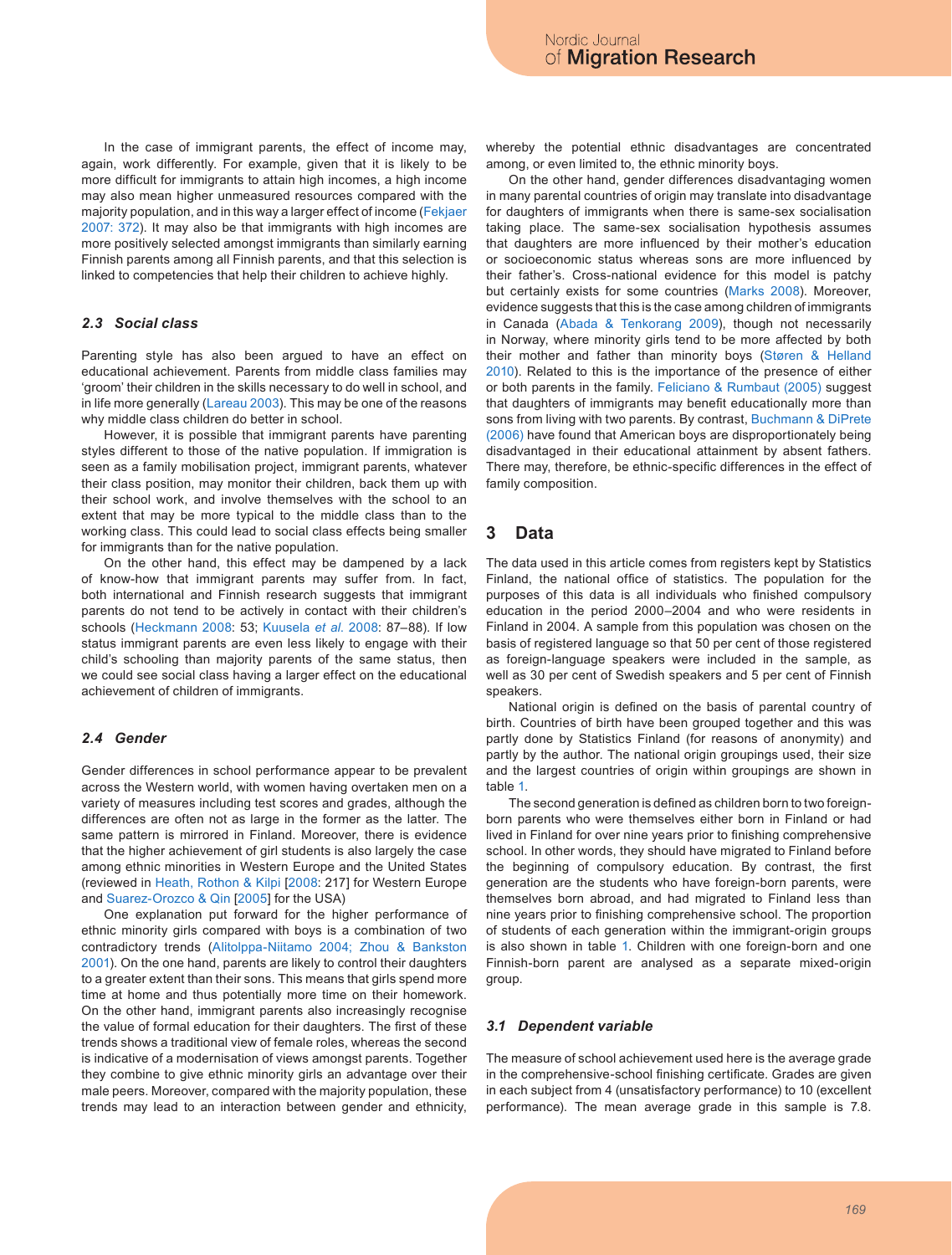In the case of immigrant parents, the effect of income may, again, work differently. For example, given that it is likely to be more difficult for immigrants to attain high incomes, a high income may also mean higher unmeasured resources compared with the majority population, and in this way a larger effect of income (Fekjaer 2007: 372). It may also be that immigrants with high incomes are more positively selected amongst immigrants than similarly earning Finnish parents among all Finnish parents, and that this selection is linked to competencies that help their children to achieve highly.

### *2.3 Social class*

Parenting style has also been argued to have an effect on educational achievement. Parents from middle class families may 'groom' their children in the skills necessary to do well in school, and in life more generally (Lareau 2003). This may be one of the reasons why middle class children do better in school.

However, it is possible that immigrant parents have parenting styles different to those of the native population. If immigration is seen as a family mobilisation project, immigrant parents, whatever their class position, may monitor their children, back them up with their school work, and involve themselves with the school to an extent that may be more typical to the middle class than to the working class. This could lead to social class effects being smaller for immigrants than for the native population.

On the other hand, this effect may be dampened by a lack of know-how that immigrant parents may suffer from. In fact, both international and Finnish research suggests that immigrant parents do not tend to be actively in contact with their children's schools (Heckmann 2008: 53; Kuusela *et al.* 2008: 87–88). If low status immigrant parents are even less likely to engage with their child's schooling than majority parents of the same status, then we could see social class having a larger effect on the educational achievement of children of immigrants.

### *2.4 Gender*

Gender differences in school performance appear to be prevalent across the Western world, with women having overtaken men on a variety of measures including test scores and grades, although the differences are often not as large in the former as the latter. The same pattern is mirrored in Finland. Moreover, there is evidence that the higher achievement of girl students is also largely the case among ethnic minorities in Western Europe and the United States (reviewed in Heath, Rothon & Kilpi [2008: 217] for Western Europe and Suarez-Orozco & Qin [2005] for the USA)

One explanation put forward for the higher performance of ethnic minority girls compared with boys is a combination of two contradictory trends (Alitolppa-Niitamo 2004; Zhou & Bankston 2001). On the one hand, parents are likely to control their daughters to a greater extent than their sons. This means that girls spend more time at home and thus potentially more time on their homework. On the other hand, immigrant parents also increasingly recognise the value of formal education for their daughters. The first of these trends shows a traditional view of female roles, whereas the second is indicative of a modernisation of views amongst parents. Together they combine to give ethnic minority girls an advantage over their male peers. Moreover, compared with the majority population, these trends may lead to an interaction between gender and ethnicity, whereby the potential ethnic disadvantages are concentrated among, or even limited to, the ethnic minority boys.

On the other hand, gender differences disadvantaging women in many parental countries of origin may translate into disadvantage for daughters of immigrants when there is same-sex socialisation taking place. The same-sex socialisation hypothesis assumes that daughters are more influenced by their mother's education or socioeconomic status whereas sons are more influenced by their father's. Cross-national evidence for this model is patchy but certainly exists for some countries (Marks 2008). Moreover, evidence suggests that this is the case among children of immigrants in Canada (Abada & Tenkorang 2009), though not necessarily in Norway, where minority girls tend to be more affected by both their mother and father than minority boys (Støren & Helland 2010). Related to this is the importance of the presence of either or both parents in the family. Feliciano & Rumbaut (2005) suggest that daughters of immigrants may benefit educationally more than sons from living with two parents. By contrast, Buchmann & DiPrete (2006) have found that American boys are disproportionately being disadvantaged in their educational attainment by absent fathers. There may, therefore, be ethnic-specific differences in the effect of family composition.

## 3 Data

The data used in this article comes from registers kept by Statistics Finland, the national office of statistics. The population for the purposes of this data is all individuals who finished compulsory education in the period 2000–2004 and who were residents in Finland in 2004. A sample from this population was chosen on the basis of registered language so that 50 per cent of those registered as foreign-language speakers were included in the sample, as well as 30 per cent of Swedish speakers and 5 per cent of Finnish speakers.

National origin is defined on the basis of parental country of birth. Countries of birth have been grouped together and this was partly done by Statistics Finland (for reasons of anonymity) and partly by the author. The national origin groupings used, their size and the largest countries of origin within groupings are shown in table 1.

The second generation is defined as children born to two foreign-born parents who were themselves either born in Finland or had lived in Finland for over nine years prior to finishing comprehensive school. In other words, they should have migrated to Finland before the beginning of compulsory education. By contrast, the first generation are the students who have foreign-born parents, were themselves born abroad, and had migrated to Finland less than nine years prior to finishing comprehensive school. The proportion of students of each generation within the immigrant-origin groups is also shown in table 1. Children with one foreign-born and one Finnish-born parent are analysed as a separate mixed-origin group.

### *3.1 Dependent variable*

The measure of school achievement used here is the average grade in the comprehensive-school finishing certificate. Grades are given in each subject from 4 (unsatisfactory performance) to 10 (excellent performance). The mean average grade in this sample is 7.8.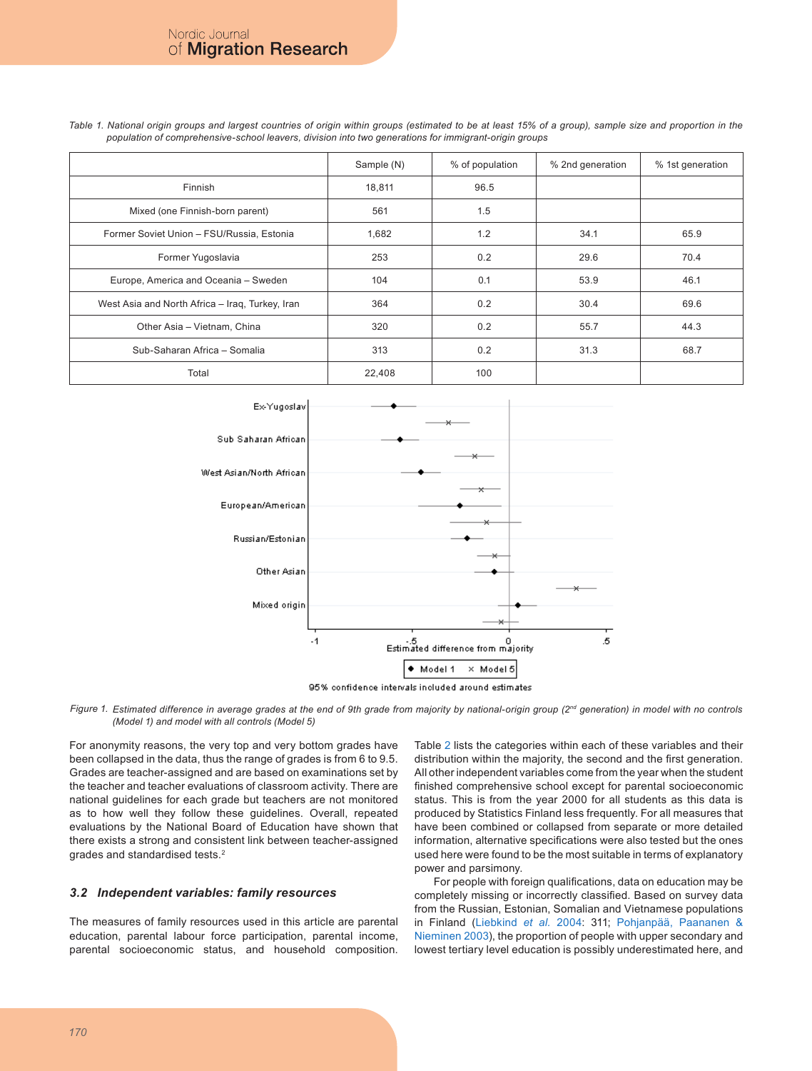*Table 1. National origin groups and largest countries of origin within groups (estimated to be at least 15% of a group), sample size and proportion in the population of comprehensive-school leavers, division into two generations for immigrant-origin groups*

| | Sample (N) | % of population | % 2nd generation | % 1st generation |
|---|---|---|---|---|
| Finnish | 18,811 | 96.5 | | |
| Mixed (one Finnish-born parent) | 561 | 1.5 | | |
| Former Soviet Union – FSU/Russia, Estonia | 1,682 | 1.2 | 34.1 | 65.9 |
| Former Yugoslavia | 253 | 0.2 | 29.6 | 70.4 |
| Europe, America and Oceania – Sweden | 104 | 0.1 | 53.9 | 46.1 |
| West Asia and North Africa – Iraq, Turkey, Iran | 364 | 0.2 | 30.4 | 69.6 |
| Other Asia – Vietnam, China | 320 | 0.2 | 55.7 | 44.3 |
| Sub-Saharan Africa – Somalia | 313 | 0.2 | 31.3 | 68.7 |
| Total | 22,408 | 100 | | |

*Figure 1. Estimated difference in average grades at the end of 9th grade from majority by national-origin group (2nd generation) in model with no controls (Model 1) and model with all controls (Model 5)*

For anonymity reasons, the very top and very bottom grades have been collapsed in the data, thus the range of grades is from 6 to 9.5. Grades are teacher-assigned and are based on examinations set by the teacher and teacher evaluations of classroom activity. There are national guidelines for each grade but teachers are not monitored as to how well they follow these guidelines. Overall, repeated evaluations by the National Board of Education have shown that there exists a strong and consistent link between teacher-assigned grades and standardised tests.[2]

### 3.2 Independent variables: family resources

The measures of family resources used in this article are parental education, parental labour force participation, parental income, parental socioeconomic status, and household composition. Table 2 lists the categories within each of these variables and their distribution within the majority, the second and the first generation. All other independent variables come from the year when the student finished comprehensive school except for parental socioeconomic status. This is from the year 2000 for all students as this data is produced by Statistics Finland less frequently. For all measures that have been combined or collapsed from separate or more detailed information, alternative specifications were also tested but the ones used here were found to be the most suitable in terms of explanatory power and parsimony.

For people with foreign qualifications, data on education may be completely missing or incorrectly classified. Based on survey data from the Russian, Estonian, Somalian and Vietnamese populations in Finland (Liebkind *et al.* 2004: 311; Pohjanpää, Paananen & Nieminen 2003), the proportion of people with upper secondary and lowest tertiary level education is possibly underestimated here, and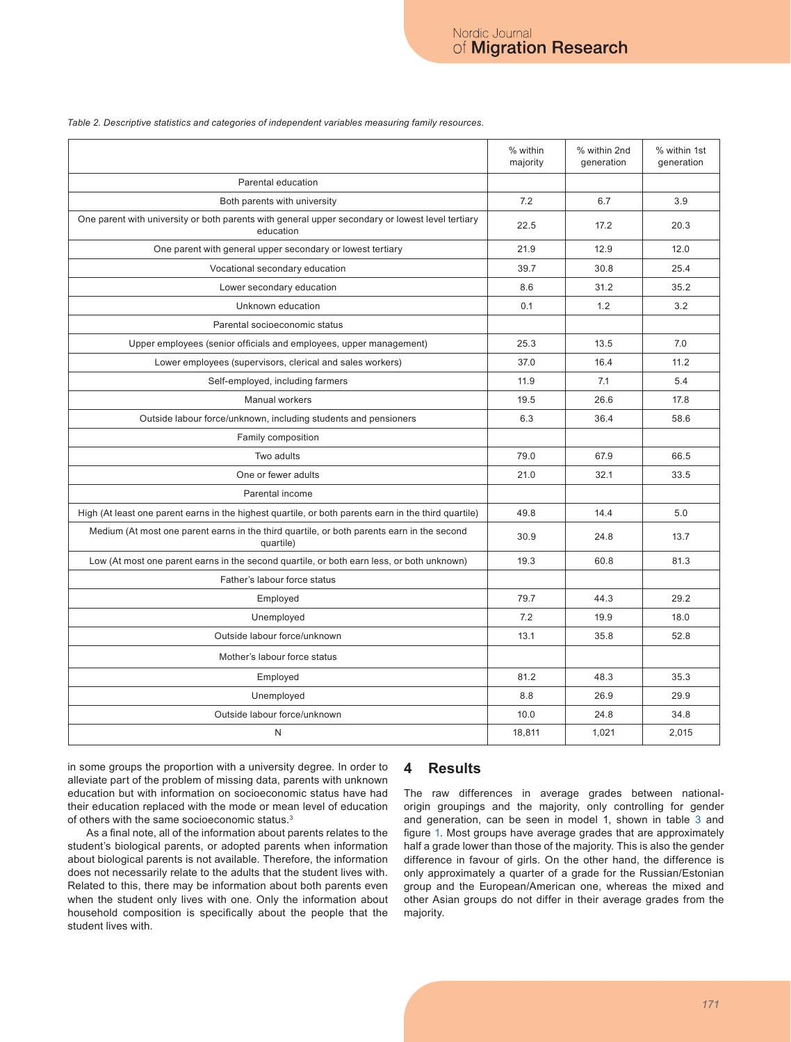*Table 2. Descriptive statistics and categories of independent variables measuring family resources.*

| | % within majority | % within 2nd generation | % within 1st generation |
|---|---|---|---|
| Parental education | | | |
| Both parents with university | 7.2 | 6.7 | 3.9 |
| One parent with university or both parents with general upper secondary or lowest level tertiary education | 22.5 | 17.2 | 20.3 |
| One parent with general upper secondary or lowest tertiary | 21.9 | 12.9 | 12.0 |
| Vocational secondary education | 39.7 | 30.8 | 25.4 |
| Lower secondary education | 8.6 | 31.2 | 35.2 |
| Unknown education | 0.1 | 1.2 | 3.2 |
| Parental socioeconomic status | | | |
| Upper employees (senior officials and employees, upper management) | 25.3 | 13.5 | 7.0 |
| Lower employees (supervisors, clerical and sales workers) | 37.0 | 16.4 | 11.2 |
| Self-employed, including farmers | 11.9 | 7.1 | 5.4 |
| Manual workers | 19.5 | 26.6 | 17.8 |
| Outside labour force/unknown, including students and pensioners | 6.3 | 36.4 | 58.6 |
| Family composition | | | |
| Two adults | 79.0 | 67.9 | 66.5 |
| One or fewer adults | 21.0 | 32.1 | 33.5 |
| Parental income | | | |
| High (At least one parent earns in the highest quartile, or both parents earn in the third quartile) | 49.8 | 14.4 | 5.0 |
| Medium (At most one parent earns in the third quartile, or both parents earn in the second quartile) | 30.9 | 24.8 | 13.7 |
| Low (At most one parent earns in the second quartile, or both earn less, or both unknown) | 19.3 | 60.8 | 81.3 |
| Father's labour force status | | | |
| Employed | 79.7 | 44.3 | 29.2 |
| Unemployed | 7.2 | 19.9 | 18.0 |
| Outside labour force/unknown | 13.1 | 35.8 | 52.8 |
| Mother's labour force status | | | |
| Employed | 81.2 | 48.3 | 35.3 |
| Unemployed | 8.8 | 26.9 | 29.9 |
| Outside labour force/unknown | 10.0 | 24.8 | 34.8 |
| N | 18,811 | 1,021 | 2,015 |

in some groups the proportion with a university degree. In order to alleviate part of the problem of missing data, parents with unknown education but with information on socioeconomic status have had their education replaced with the mode or mean level of education of others with the same socioeconomic status.[3]

As a final note, all of the information about parents relates to the student's biological parents, or adopted parents when information about biological parents is not available. Therefore, the information does not necessarily relate to the adults that the student lives with. Related to this, there may be information about both parents even when the student only lives with one. Only the information about household composition is specifically about the people that the student lives with.

## 4 Results

The raw differences in average grades between national-origin groupings and the majority, only controlling for gender and generation, can be seen in model 1, shown in table 3 and figure 1. Most groups have average grades that are approximately half a grade lower than those of the majority. This is also the gender difference in favour of girls. On the other hand, the difference is only approximately a quarter of a grade for the Russian/Estonian group and the European/American one, whereas the mixed and other Asian groups do not differ in their average grades from the majority.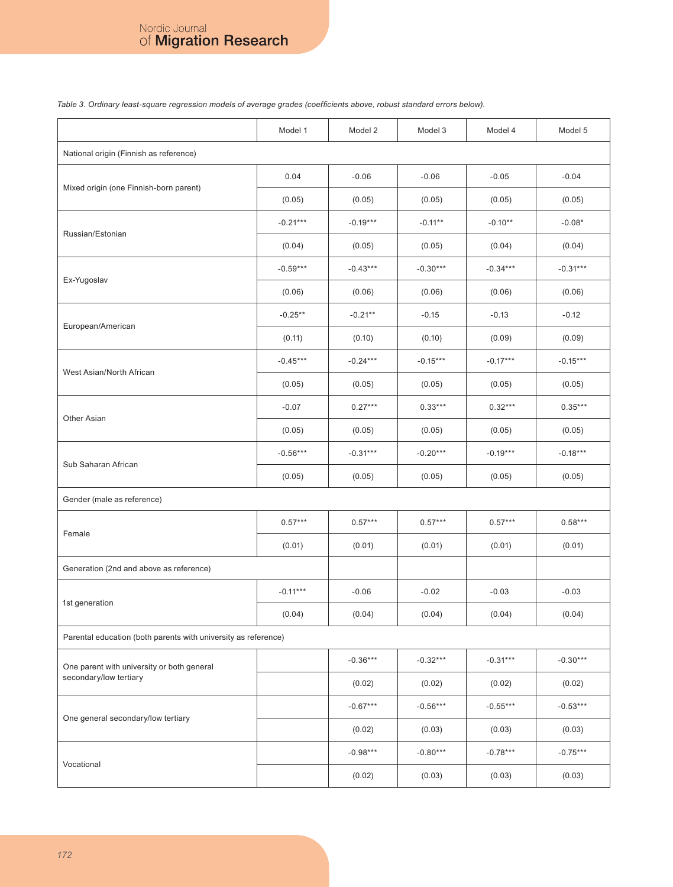*Table 3. Ordinary least-square regression models of average grades (coefficients above, robust standard errors below).*

| | Model 1 | Model 2 | Model 3 | Model 4 | Model 5 |
|---|---|---|---|---|---|
| National origin (Finnish as reference) | | | | | |
| Mixed origin (one Finnish-born parent) | 0.04 | -0.06 | -0.06 | -0.05 | -0.04 |
| | (0.05) | (0.05) | (0.05) | (0.05) | (0.05) |
| Russian/Estonian | -0.21*** | -0.19*** | -0.11** | -0.10** | -0.08* |
| | (0.04) | (0.05) | (0.05) | (0.04) | (0.04) |
| Ex-Yugoslav | -0.59*** | -0.43*** | -0.30*** | -0.34*** | -0.31*** |
| | (0.06) | (0.06) | (0.06) | (0.06) | (0.06) |
| European/American | -0.25** | -0.21** | -0.15 | -0.13 | -0.12 |
| | (0.11) | (0.10) | (0.10) | (0.09) | (0.09) |
| West Asian/North African | -0.45*** | -0.24*** | -0.15*** | -0.17*** | -0.15*** |
| | (0.05) | (0.05) | (0.05) | (0.05) | (0.05) |
| Other Asian | -0.07 | 0.27*** | 0.33*** | 0.32*** | 0.35*** |
| | (0.05) | (0.05) | (0.05) | (0.05) | (0.05) |
| Sub Saharan African | -0.56*** | -0.31*** | -0.20*** | -0.19*** | -0.18*** |
| | (0.05) | (0.05) | (0.05) | (0.05) | (0.05) |
| Gender (male as reference) | | | | | |
| Female | 0.57*** | 0.57*** | 0.57*** | 0.57*** | 0.58*** |
| | (0.01) | (0.01) | (0.01) | (0.01) | (0.01) |
| Generation (2nd and above as reference) | | | | | |
| 1st generation | -0.11*** | -0.06 | -0.02 | -0.03 | -0.03 |
| | (0.04) | (0.04) | (0.04) | (0.04) | (0.04) |
| Parental education (both parents with university as reference) | | | | | |
| One parent with university or both general secondary/low tertiary | | -0.36*** | -0.32*** | -0.31*** | -0.30*** |
| | | (0.02) | (0.02) | (0.02) | (0.02) |
| One general secondary/low tertiary | | -0.67*** | -0.56*** | -0.55*** | -0.53*** |
| | | (0.02) | (0.03) | (0.03) | (0.03) |
| Vocational | | -0.98*** | -0.80*** | -0.78*** | -0.75*** |
| | | (0.02) | (0.03) | (0.03) | (0.03) |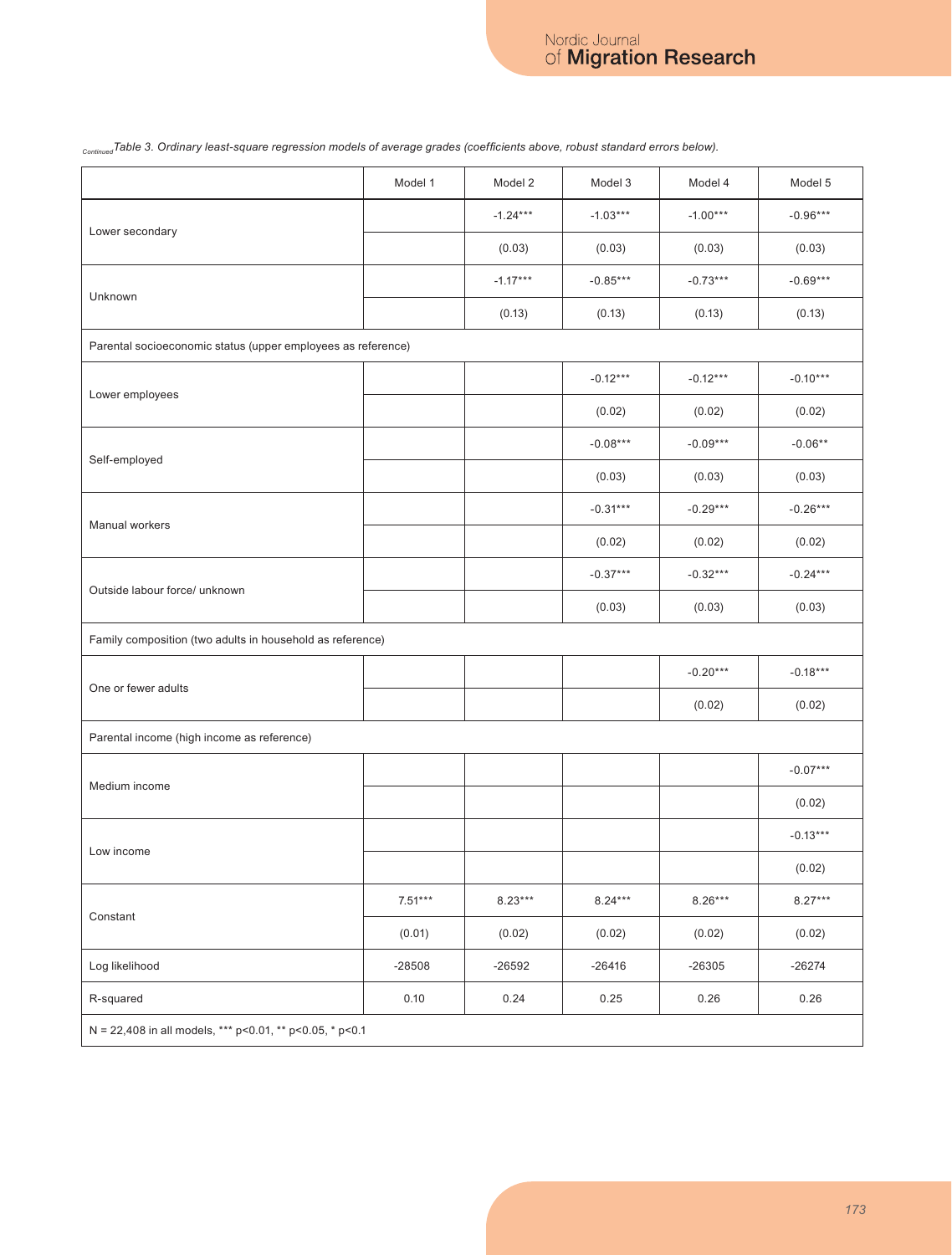*Continued* *Table 3. Ordinary least-square regression models of average grades (coefficients above, robust standard errors below).*

| | Model 1 | Model 2 | Model 3 | Model 4 | Model 5 |
|---|---|---|---|---|---|
| Lower secondary | | -1.24*** | -1.03*** | -1.00*** | -0.96*** |
| | | (0.03) | (0.03) | (0.03) | (0.03) |
| Unknown | | -1.17*** | -0.85*** | -0.73*** | -0.69*** |
| | | (0.13) | (0.13) | (0.13) | (0.13) |
| Parental socioeconomic status (upper employees as reference) | | | | | |
| Lower employees | | | -0.12*** | -0.12*** | -0.10*** |
| | | | (0.02) | (0.02) | (0.02) |
| Self-employed | | | -0.08*** | -0.09*** | -0.06** |
| | | | (0.03) | (0.03) | (0.03) |
| Manual workers | | | -0.31*** | -0.29*** | -0.26*** |
| | | | (0.02) | (0.02) | (0.02) |
| Outside labour force/ unknown | | | -0.37*** | -0.32*** | -0.24*** |
| | | | (0.03) | (0.03) | (0.03) |
| Family composition (two adults in household as reference) | | | | | |
| One or fewer adults | | | | -0.20*** | -0.18*** |
| | | | | (0.02) | (0.02) |
| Parental income (high income as reference) | | | | | |
| Medium income | | | | | -0.07*** |
| | | | | | (0.02) |
| Low income | | | | | -0.13*** |
| | | | | | (0.02) |
| Constant | 7.51*** | 8.23*** | 8.24*** | 8.26*** | 8.27*** |
| | (0.01) | (0.02) | (0.02) | (0.02) | (0.02) |
| Log likelihood | -28508 | -26592 | -26416 | -26305 | -26274 |
| R-squared | 0.10 | 0.24 | 0.25 | 0.26 | 0.26 |

N = 22,408 in all models, *** p<0.01, ** p<0.05, * p<0.1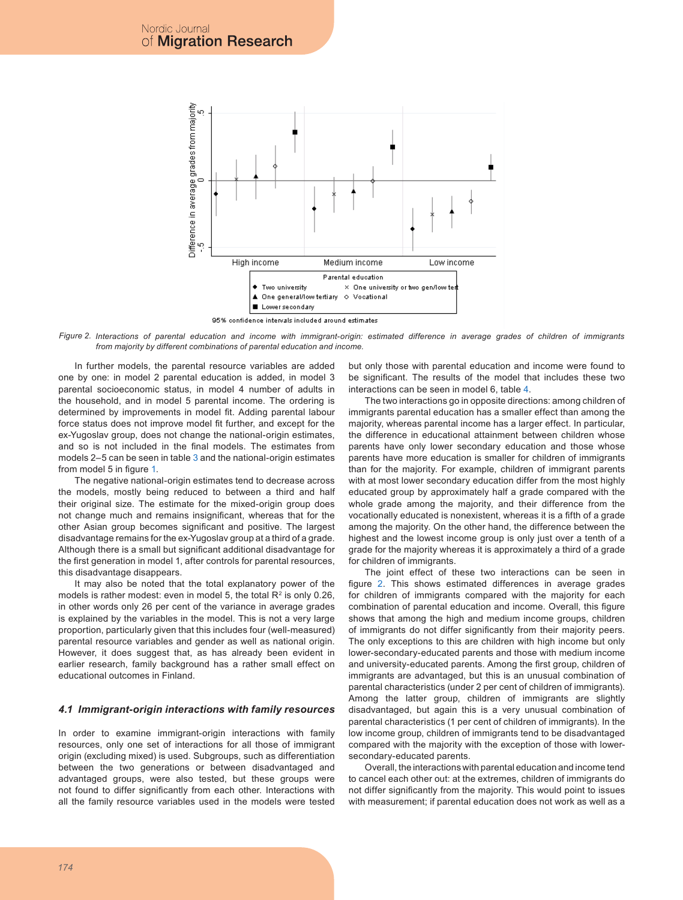*Figure 2. Interactions of parental education and income with immigrant-origin: estimated difference in average grades of children of immigrants from majority by different combinations of parental education and income.*

In further models, the parental resource variables are added one by one: in model 2 parental education is added, in model 3 parental socioeconomic status, in model 4 number of adults in the household, and in model 5 parental income. The ordering is determined by improvements in model fit. Adding parental labour force status does not improve model fit further, and except for the ex-Yugoslav group, does not change the national-origin estimates, and so is not included in the final models. The estimates from models 2–5 can be seen in table 3 and the national-origin estimates from model 5 in figure 1.

The negative national-origin estimates tend to decrease across the models, mostly being reduced to between a third and half their original size. The estimate for the mixed-origin group does not change much and remains insignificant, whereas that for the other Asian group becomes significant and positive. The largest disadvantage remains for the ex-Yugoslav group at a third of a grade. Although there is a small but significant additional disadvantage for the first generation in model 1, after controls for parental resources, this disadvantage disappears.

It may also be noted that the total explanatory power of the models is rather modest: even in model 5, the total $R^2$ is only 0.26, in other words only 26 per cent of the variance in average grades is explained by the variables in the model. This is not a very large proportion, particularly given that this includes four (well-measured) parental resource variables and gender as well as national origin. However, it does suggest that, as has already been evident in earlier research, family background has a rather small effect on educational outcomes in Finland.

### *4.1 Immigrant-origin interactions with family resources*

In order to examine immigrant-origin interactions with family resources, only one set of interactions for all those of immigrant origin (excluding mixed) is used. Subgroups, such as differentiation between the two generations or between disadvantaged and advantaged groups, were also tested, but these groups were not found to differ significantly from each other. Interactions with all the family resource variables used in the models were tested but only those with parental education and income were found to be significant. The results of the model that includes these two interactions can be seen in model 6, table 4.

The two interactions go in opposite directions: among children of immigrants parental education has a smaller effect than among the majority, whereas parental income has a larger effect. In particular, the difference in educational attainment between children whose parents have only lower secondary education and those whose parents have more education is smaller for children of immigrants than for the majority. For example, children of immigrant parents with at most lower secondary education differ from the most highly educated group by approximately half a grade compared with the whole grade among the majority, and their difference from the vocationally educated is nonexistent, whereas it is a fifth of a grade among the majority. On the other hand, the difference between the highest and the lowest income group is only just over a tenth of a grade for the majority whereas it is approximately a third of a grade for children of immigrants.

The joint effect of these two interactions can be seen in figure 2. This shows estimated differences in average grades for children of immigrants compared with the majority for each combination of parental education and income. Overall, this figure shows that among the high and medium income groups, children of immigrants do not differ significantly from their majority peers. The only exceptions to this are children with high income but only lower-secondary-educated parents and those with medium income and university-educated parents. Among the first group, children of immigrants are advantaged, but this is an unusual combination of parental characteristics (under 2 per cent of children of immigrants). Among the latter group, children of immigrants are slightly disadvantaged, but again this is a very unusual combination of parental characteristics (1 per cent of children of immigrants). In the low income group, children of immigrants tend to be disadvantaged compared with the majority with the exception of those with lower-secondary-educated parents.

Overall, the interactions with parental education and income tend to cancel each other out: at the extremes, children of immigrants do not differ significantly from the majority. This would point to issues with measurement; if parental education does not work as well as a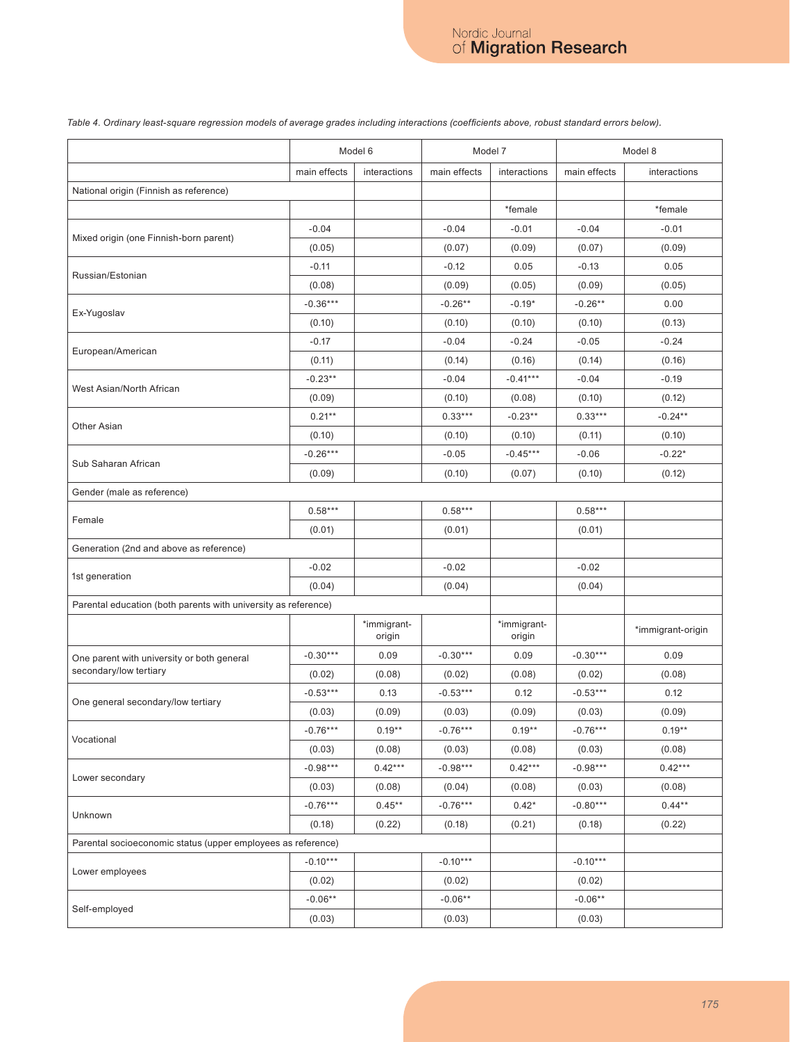*Table 4. Ordinary least-square regression models of average grades including interactions (coefficients above, robust standard errors below).*

| | Model 6 | | Model 7 | | Model 8 | |
|---|---|---|---|---|---|---|
| | main effects | interactions | main effects | interactions | main effects | interactions |
| National origin (Finnish as reference) | | | | | | |
| | | | | *female | | *female |
| Mixed origin (one Finnish-born parent) | -0.04 | | -0.04 | -0.01 | -0.04 | -0.01 |
| | (0.05) | | (0.07) | (0.09) | (0.07) | (0.09) |
| Russian/Estonian | -0.11 | | -0.12 | 0.05 | -0.13 | 0.05 |
| | (0.08) | | (0.09) | (0.05) | (0.09) | (0.05) |
| Ex-Yugoslav | -0.36*** | | -0.26** | -0.19* | -0.26** | 0.00 |
| | (0.10) | | (0.10) | (0.10) | (0.10) | (0.13) |
| European/American | -0.17 | | -0.04 | -0.24 | -0.05 | -0.24 |
| | (0.11) | | (0.14) | (0.16) | (0.14) | (0.16) |
| West Asian/North African | -0.23** | | -0.04 | -0.41*** | -0.04 | -0.19 |
| | (0.09) | | (0.10) | (0.08) | (0.10) | (0.12) |
| Other Asian | 0.21** | | 0.33*** | -0.23** | 0.33*** | -0.24** |
| | (0.10) | | (0.10) | (0.10) | (0.11) | (0.10) |
| Sub Saharan African | -0.26*** | | -0.05 | -0.45*** | -0.06 | -0.22* |
| | (0.09) | | (0.10) | (0.07) | (0.10) | (0.12) |
| Gender (male as reference) | | | | | | |
| Female | 0.58*** | | 0.58*** | | 0.58*** | |
| | (0.01) | | (0.01) | | (0.01) | |
| Generation (2nd and above as reference) | | | | | | |
| 1st generation | -0.02 | | -0.02 | | -0.02 | |
| | (0.04) | | (0.04) | | (0.04) | |
| Parental education (both parents with university as reference) | | | | | | |
| | | *immigrant-origin | | *immigrant-origin | | *immigrant-origin |
| One parent with university or both general secondary/low tertiary | -0.30*** | 0.09 | -0.30*** | 0.09 | -0.30*** | 0.09 |
| | (0.02) | (0.08) | (0.02) | (0.08) | (0.02) | (0.08) |
| One general secondary/low tertiary | -0.53*** | 0.13 | -0.53*** | 0.12 | -0.53*** | 0.12 |
| | (0.03) | (0.09) | (0.03) | (0.09) | (0.03) | (0.09) |
| Vocational | -0.76*** | 0.19** | -0.76*** | 0.19** | -0.76*** | 0.19** |
| | (0.03) | (0.08) | (0.03) | (0.08) | (0.03) | (0.08) |
| Lower secondary | -0.98*** | 0.42*** | -0.98*** | 0.42*** | -0.98*** | 0.42*** |
| | (0.03) | (0.08) | (0.04) | (0.08) | (0.03) | (0.08) |
| Unknown | -0.76*** | 0.45** | -0.76*** | 0.42* | -0.80*** | 0.44** |
| | (0.18) | (0.22) | (0.18) | (0.21) | (0.18) | (0.22) |
| Parental socioeconomic status (upper employees as reference) | | | | | | |
| Lower employees | -0.10*** | | -0.10*** | | -0.10*** | |
| | (0.02) | | (0.02) | | (0.02) | |
| Self-employed | -0.06** | | -0.06** | | -0.06** | |
| | (0.03) | | (0.03) | | (0.03) | |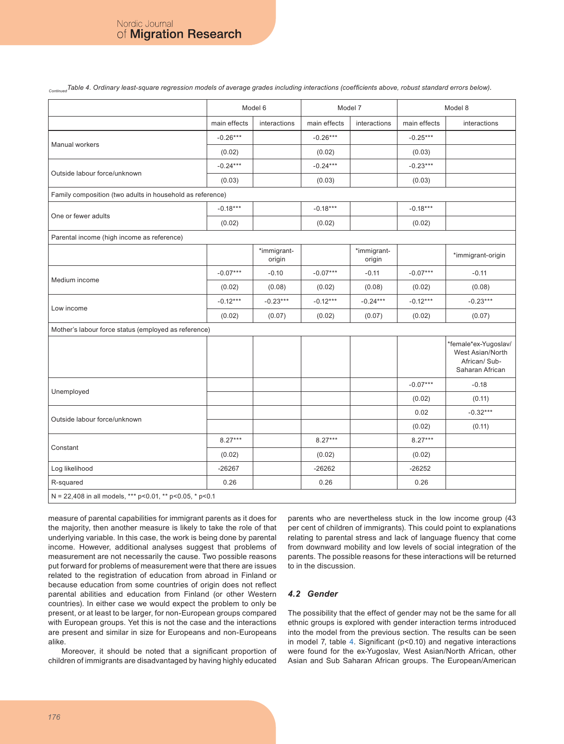*Continued* *Table 4. Ordinary least-square regression models of average grades including interactions (coefficients above, robust standard errors below).*

| | Model 6 | | Model 7 | | Model 8 | |
|---|---|---|---|---|---|---|
| | main effects | interactions | main effects | interactions | main effects | interactions |
| Manual workers | -0.26*** | | -0.26*** | | -0.25*** | |
| | (0.02) | | (0.02) | | (0.03) | |
| Outside labour force/unknown | -0.24*** | | -0.24*** | | -0.23*** | |
| | (0.03) | | (0.03) | | (0.03) | |
| Family composition (two adults in household as reference) | | | | | | |
| One or fewer adults | -0.18*** | | -0.18*** | | -0.18*** | |
| | (0.02) | | (0.02) | | (0.02) | |
| Parental income (high income as reference) | | | | | | |
| | | *immigrant-origin | | *immigrant-origin | | *immigrant-origin |
| Medium income | -0.07*** | -0.10 | -0.07*** | -0.11 | -0.07*** | -0.11 |
| | (0.02) | (0.08) | (0.02) | (0.08) | (0.02) | (0.08) |
| Low income | -0.12*** | -0.23*** | -0.12*** | -0.24*** | -0.12*** | -0.23*** |
| | (0.02) | (0.07) | (0.02) | (0.07) | (0.02) | (0.07) |
| Mother's labour force status (employed as reference) | | | | | | |
| | | | | | | *female*ex-Yugoslav/ West Asian/North African/ Sub-Saharan African |
| Unemployed | | | | | -0.07*** | -0.18 |
| | | | | | (0.02) | (0.11) |
| Outside labour force/unknown | | | | | 0.02 | -0.32*** |
| | | | | | (0.02) | (0.11) |
| Constant | 8.27*** | | 8.27*** | | 8.27*** | |
| | (0.02) | | (0.02) | | (0.02) | |
| Log likelihood | -26267 | | -26262 | | -26252 | |
| R-squared | 0.26 | | 0.26 | | 0.26 | |

N = 22,408 in all models, *** p<0.01, ** p<0.05, * p<0.1

measure of parental capabilities for immigrant parents as it does for the majority, then another measure is likely to take the role of that underlying variable. In this case, the work is being done by parental income. However, additional analyses suggest that problems of measurement are not necessarily the cause. Two possible reasons put forward for problems of measurement were that there are issues related to the registration of education from abroad in Finland or because education from some countries of origin does not reflect parental abilities and education from Finland (or other Western countries). In either case we would expect the problem to only be present, or at least to be larger, for non-European groups compared with European groups. Yet this is not the case and the interactions are present and similar in size for Europeans and non-Europeans alike.

Moreover, it should be noted that a significant proportion of children of immigrants are disadvantaged by having highly educated parents who are nevertheless stuck in the low income group (43 per cent of children of immigrants). This could point to explanations relating to parental stress and lack of language fluency that come from downward mobility and low levels of social integration of the parents. The possible reasons for these interactions will be returned to in the discussion.

### *4.2 Gender*

The possibility that the effect of gender may not be the same for all ethnic groups is explored with gender interaction terms introduced into the model from the previous section. The results can be seen in model 7, table 4. Significant (p<0.10) and negative interactions were found for the ex-Yugoslav, West Asian/North African, other Asian and Sub Saharan African groups. The European/American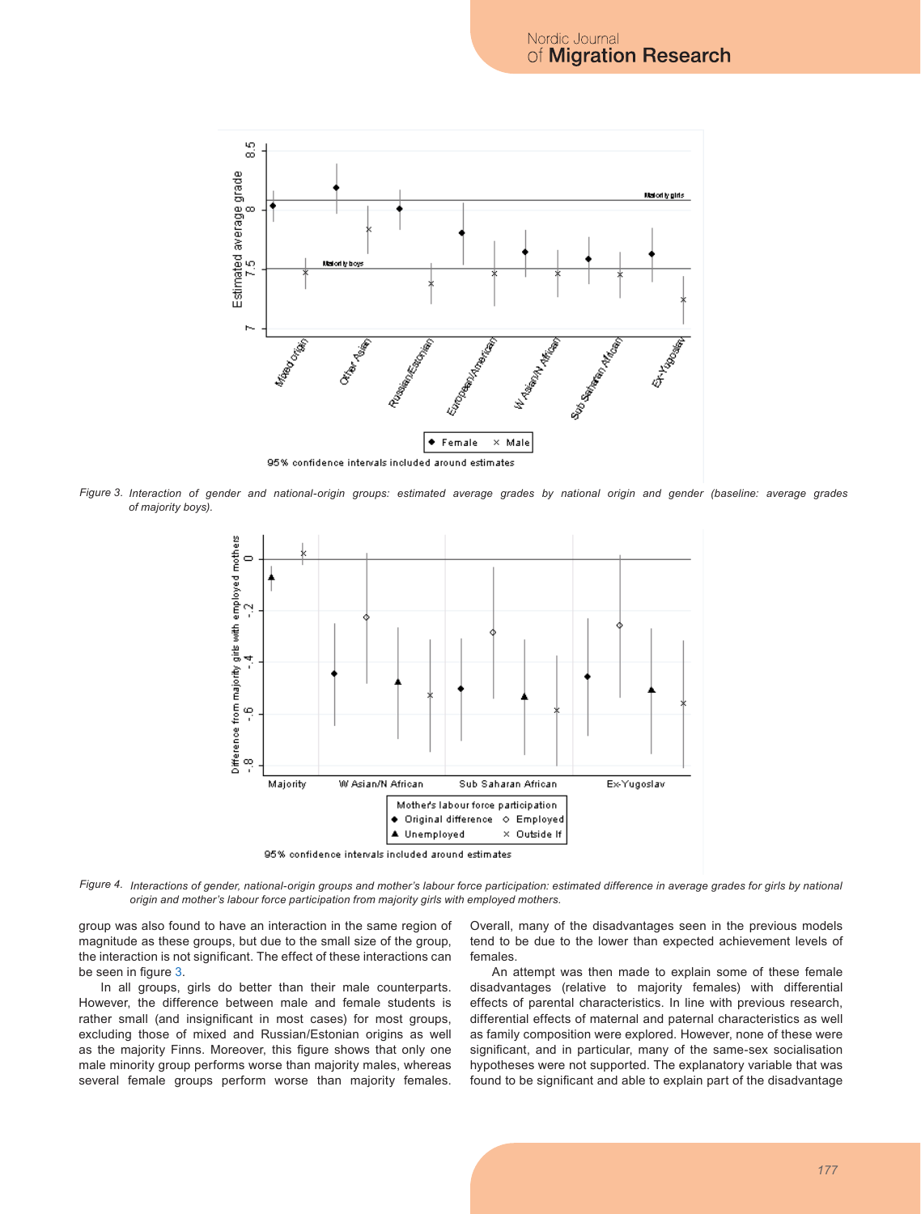Figure 3. Interaction of gender and national-origin groups: estimated average grades by national origin and gender (baseline: average grades of majority boys).

Figure 4. Interactions of gender, national-origin groups and mother's labour force participation: estimated difference in average grades for girls by national origin and mother's labour force participation from majority girls with employed mothers.

group was also found to have an interaction in the same region of magnitude as these groups, but due to the small size of the group, the interaction is not significant. The effect of these interactions can be seen in figure 3.

In all groups, girls do better than their male counterparts. However, the difference between male and female students is rather small (and insignificant in most cases) for most groups, excluding those of mixed and Russian/Estonian origins as well as the majority Finns. Moreover, this figure shows that only one male minority group performs worse than majority males, whereas several female groups perform worse than majority females. Overall, many of the disadvantages seen in the previous models tend to be due to the lower than expected achievement levels of females.

An attempt was then made to explain some of these female disadvantages (relative to majority females) with differential effects of parental characteristics. In line with previous research, differential effects of maternal and paternal characteristics as well as family composition were explored. However, none of these were significant, and in particular, many of the same-sex socialisation hypotheses were not supported. The explanatory variable that was found to be significant and able to explain part of the disadvantage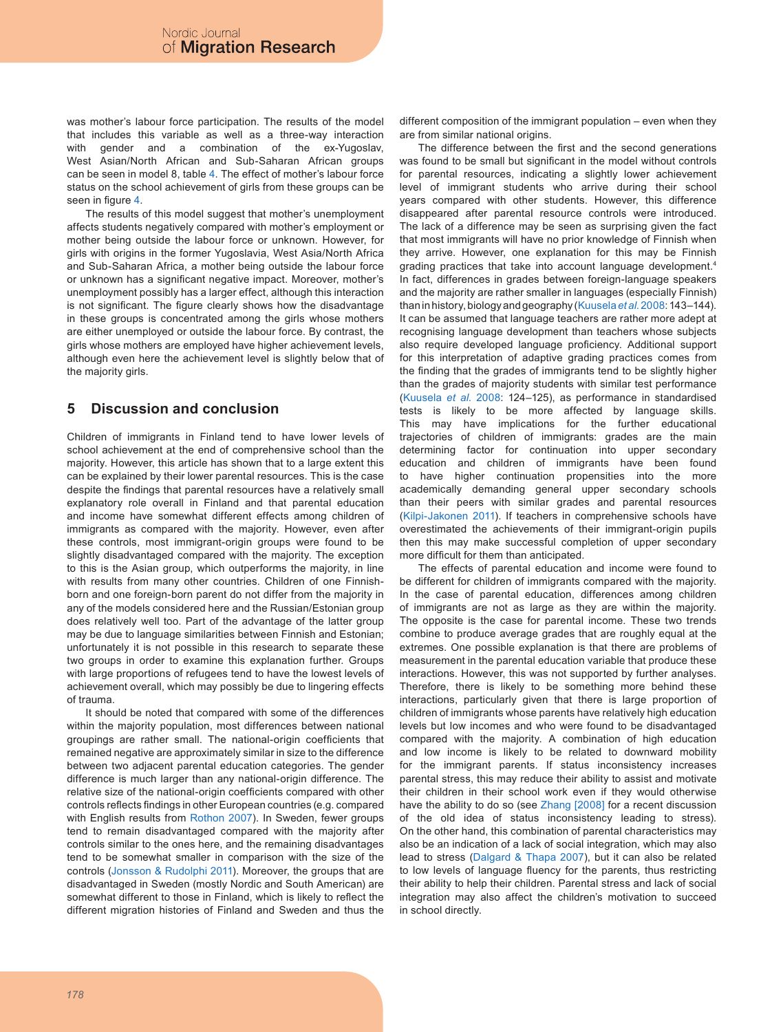was mother's labour force participation. The results of the model that includes this variable as well as a three-way interaction with gender and a combination of the ex-Yugoslav, West Asian/North African and Sub-Saharan African groups can be seen in model 8, table 4. The effect of mother's labour force status on the school achievement of girls from these groups can be seen in figure 4.

The results of this model suggest that mother's unemployment affects students negatively compared with mother's employment or mother being outside the labour force or unknown. However, for girls with origins in the former Yugoslavia, West Asia/North Africa and Sub-Saharan Africa, a mother being outside the labour force or unknown has a significant negative impact. Moreover, mother's unemployment possibly has a larger effect, although this interaction is not significant. The figure clearly shows how the disadvantage in these groups is concentrated among the girls whose mothers are either unemployed or outside the labour force. By contrast, the girls whose mothers are employed have higher achievement levels, although even here the achievement level is slightly below that of the majority girls.

## 5 Discussion and conclusion

Children of immigrants in Finland tend to have lower levels of school achievement at the end of comprehensive school than the majority. However, this article has shown that to a large extent this can be explained by their lower parental resources. This is the case despite the findings that parental resources have a relatively small explanatory role overall in Finland and that parental education and income have somewhat different effects among children of immigrants as compared with the majority. However, even after these controls, most immigrant-origin groups were found to be slightly disadvantaged compared with the majority. The exception to this is the Asian group, which outperforms the majority, in line with results from many other countries. Children of one Finnish-born and one foreign-born parent do not differ from the majority in any of the models considered here and the Russian/Estonian group does relatively well too. Part of the advantage of the latter group may be due to language similarities between Finnish and Estonian; unfortunately it is not possible in this research to separate these two groups in order to examine this explanation further. Groups with large proportions of refugees tend to have the lowest levels of achievement overall, which may possibly be due to lingering effects of trauma.

It should be noted that compared with some of the differences within the majority population, most differences between national groupings are rather small. The national-origin coefficients that remained negative are approximately similar in size to the difference between two adjacent parental education categories. The gender difference is much larger than any national-origin difference. The relative size of the national-origin coefficients compared with other controls reflects findings in other European countries (e.g. compared with English results from Rothon 2007). In Sweden, fewer groups tend to remain disadvantaged compared with the majority after controls similar to the ones here, and the remaining disadvantages tend to be somewhat smaller in comparison with the size of the controls (Jonsson & Rudolphi 2011). Moreover, the groups that are disadvantaged in Sweden (mostly Nordic and South American) are somewhat different to those in Finland, which is likely to reflect the different migration histories of Finland and Sweden and thus the different composition of the immigrant population – even when they are from similar national origins.

The difference between the first and the second generations was found to be small but significant in the model without controls for parental resources, indicating a slightly lower achievement level of immigrant students who arrive during their school years compared with other students. However, this difference disappeared after parental resource controls were introduced. The lack of a difference may be seen as surprising given the fact that most immigrants will have no prior knowledge of Finnish when they arrive. However, one explanation for this may be Finnish grading practices that take into account language development.[4] In fact, differences in grades between foreign-language speakers and the majority are rather smaller in languages (especially Finnish) than in history, biology and geography (Kuusela *et al.* 2008: 143–144). It can be assumed that language teachers are rather more adept at recognising language development than teachers whose subjects also require developed language proficiency. Additional support for this interpretation of adaptive grading practices comes from the finding that the grades of immigrants tend to be slightly higher than the grades of majority students with similar test performance (Kuusela *et al.* 2008: 124–125), as performance in standardised tests is likely to be more affected by language skills. This may have implications for the further educational trajectories of children of immigrants: grades are the main determining factor for continuation into upper secondary education and children of immigrants have been found to have higher continuation propensities into the more academically demanding general upper secondary schools than their peers with similar grades and parental resources (Kilpi-Jakonen 2011). If teachers in comprehensive schools have overestimated the achievements of their immigrant-origin pupils then this may make successful completion of upper secondary more difficult for them than anticipated.

The effects of parental education and income were found to be different for children of immigrants compared with the majority. In the case of parental education, differences among children of immigrants are not as large as they are within the majority. The opposite is the case for parental income. These two trends combine to produce average grades that are roughly equal at the extremes. One possible explanation is that there are problems of measurement in the parental education variable that produce these interactions. However, this was not supported by further analyses. Therefore, there is likely to be something more behind these interactions, particularly given that there is large proportion of children of immigrants whose parents have relatively high education levels but low incomes and who were found to be disadvantaged compared with the majority. A combination of high education and low income is likely to be related to downward mobility for the immigrant parents. If status inconsistency increases parental stress, this may reduce their ability to assist and motivate their children in their school work even if they would otherwise have the ability to do so (see Zhang [2008] for a recent discussion of the old idea of status inconsistency leading to stress). On the other hand, this combination of parental characteristics may also be an indication of a lack of social integration, which may also lead to stress (Dalgard & Thapa 2007), but it can also be related to low levels of language fluency for the parents, thus restricting their ability to help their children. Parental stress and lack of social integration may also affect the children's motivation to succeed in school directly.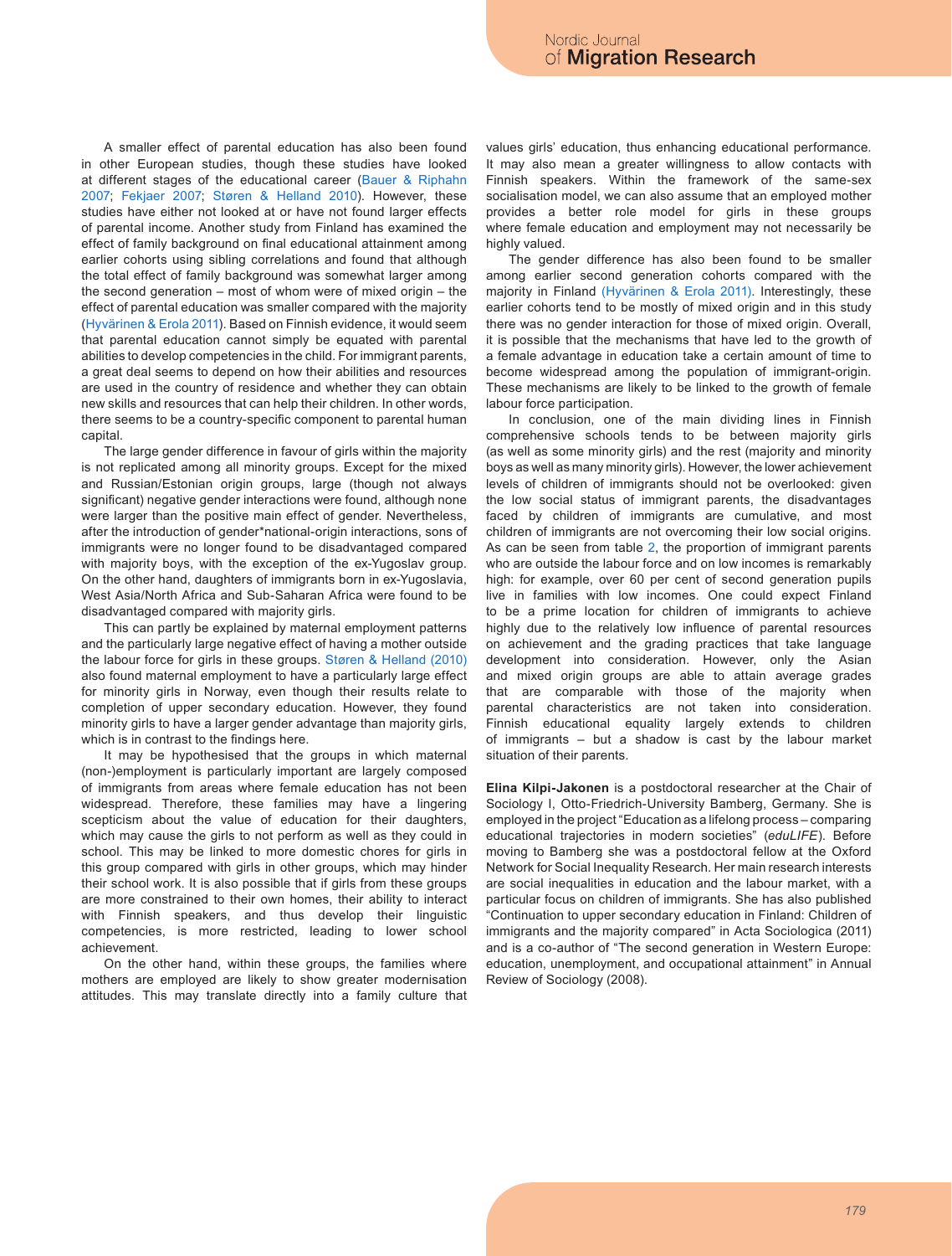A smaller effect of parental education has also been found in other European studies, though these studies have looked at different stages of the educational career (Bauer & Riphahn 2007; Fekjaer 2007; Støren & Helland 2010). However, these studies have either not looked at or have not found larger effects of parental income. Another study from Finland has examined the effect of family background on final educational attainment among earlier cohorts using sibling correlations and found that although the total effect of family background was somewhat larger among the second generation – most of whom were of mixed origin – the effect of parental education was smaller compared with the majority (Hyvärinen & Erola 2011). Based on Finnish evidence, it would seem that parental education cannot simply be equated with parental abilities to develop competencies in the child. For immigrant parents, a great deal seems to depend on how their abilities and resources are used in the country of residence and whether they can obtain new skills and resources that can help their children. In other words, there seems to be a country-specific component to parental human capital.

The large gender difference in favour of girls within the majority is not replicated among all minority groups. Except for the mixed and Russian/Estonian origin groups, large (though not always significant) negative gender interactions were found, although none were larger than the positive main effect of gender. Nevertheless, after the introduction of gender*national-origin interactions, sons of immigrants were no longer found to be disadvantaged compared with majority boys, with the exception of the ex-Yugoslav group. On the other hand, daughters of immigrants born in ex-Yugoslavia, West Asia/North Africa and Sub-Saharan Africa were found to be disadvantaged compared with majority girls.

This can partly be explained by maternal employment patterns and the particularly large negative effect of having a mother outside the labour force for girls in these groups. Støren & Helland (2010) also found maternal employment to have a particularly large effect for minority girls in Norway, even though their results relate to completion of upper secondary education. However, they found minority girls to have a larger gender advantage than majority girls, which is in contrast to the findings here.

It may be hypothesised that the groups in which maternal (non-)employment is particularly important are largely composed of immigrants from areas where female education has not been widespread. Therefore, these families may have a lingering scepticism about the value of education for their daughters, which may cause the girls to not perform as well as they could in school. This may be linked to more domestic chores for girls in this group compared with girls in other groups, which may hinder their school work. It is also possible that if girls from these groups are more constrained to their own homes, their ability to interact with Finnish speakers, and thus develop their linguistic competencies, is more restricted, leading to lower school achievement.

On the other hand, within these groups, the families where mothers are employed are likely to show greater modernisation attitudes. This may translate directly into a family culture that values girls' education, thus enhancing educational performance. It may also mean a greater willingness to allow contacts with Finnish speakers. Within the framework of the same-sex socialisation model, we can also assume that an employed mother provides a better role model for girls in these groups where female education and employment may not necessarily be highly valued.

The gender difference has also been found to be smaller among earlier second generation cohorts compared with the majority in Finland (Hyvärinen & Erola 2011). Interestingly, these earlier cohorts tend to be mostly of mixed origin and in this study there was no gender interaction for those of mixed origin. Overall, it is possible that the mechanisms that have led to the growth of a female advantage in education take a certain amount of time to become widespread among the population of immigrant-origin. These mechanisms are likely to be linked to the growth of female labour force participation.

In conclusion, one of the main dividing lines in Finnish comprehensive schools tends to be between majority girls (as well as some minority girls) and the rest (majority and minority boys as well as many minority girls). However, the lower achievement levels of children of immigrants should not be overlooked: given the low social status of immigrant parents, the disadvantages faced by children of immigrants are cumulative, and most children of immigrants are not overcoming their low social origins. As can be seen from table 2, the proportion of immigrant parents who are outside the labour force and on low incomes is remarkably high: for example, over 60 per cent of second generation pupils live in families with low incomes. One could expect Finland to be a prime location for children of immigrants to achieve highly due to the relatively low influence of parental resources on achievement and the grading practices that take language development into consideration. However, only the Asian and mixed origin groups are able to attain average grades that are comparable with those of the majority when parental characteristics are not taken into consideration. Finnish educational equality largely extends to children of immigrants – but a shadow is cast by the labour market situation of their parents.

**Elina Kilpi-Jakonen** is a postdoctoral researcher at the Chair of Sociology I, Otto-Friedrich-University Bamberg, Germany. She is employed in the project "Education as a lifelong process – comparing educational trajectories in modern societies" (*eduLIFE*). Before moving to Bamberg she was a postdoctoral fellow at the Oxford Network for Social Inequality Research. Her main research interests are social inequalities in education and the labour market, with a particular focus on children of immigrants. She has also published "Continuation to upper secondary education in Finland: Children of immigrants and the majority compared" in Acta Sociologica (2011) and is a co-author of "The second generation in Western Europe: education, unemployment, and occupational attainment" in Annual Review of Sociology (2008).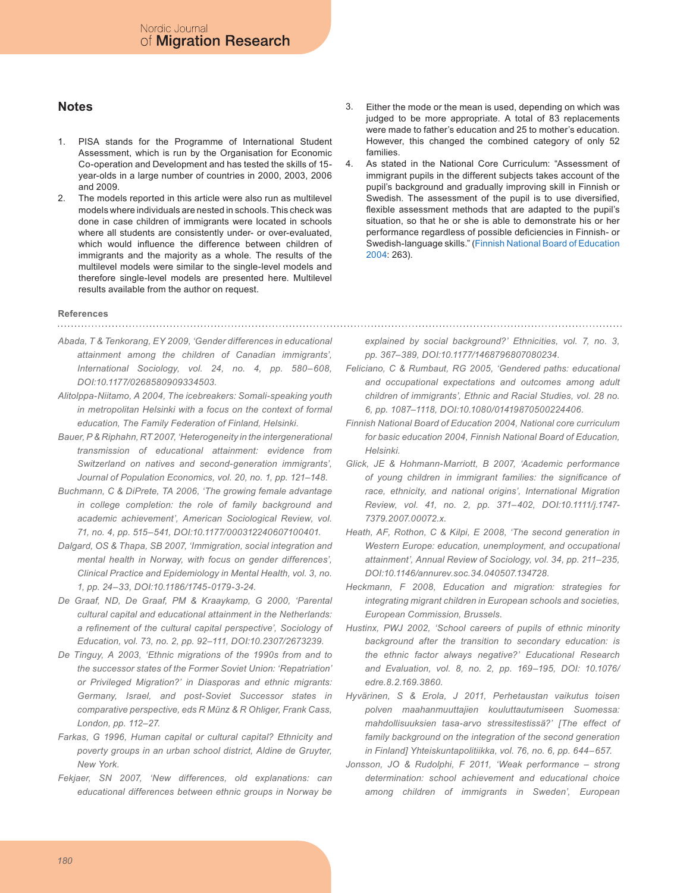## Notes

1. PISA stands for the Programme of International Student Assessment, which is run by the Organisation for Economic Co-operation and Development and has tested the skills of 15-year-olds in a large number of countries in 2000, 2003, 2006 and 2009.
2. The models reported in this article were also run as multilevel models where individuals are nested in schools. This check was done in case children of immigrants were located in schools where all students are consistently under- or over-evaluated, which would influence the difference between children of immigrants and the majority as a whole. The results of the multilevel models were similar to the single-level models and therefore single-level models are presented here. Multilevel results available from the author on request.
3. Either the mode or the mean is used, depending on which was judged to be more appropriate. A total of 83 replacements were made to father's education and 25 to mother's education. However, this changed the combined category of only 52 families.
4. As stated in the National Core Curriculum: "Assessment of immigrant pupils in the different subjects takes account of the pupil's background and gradually improving skill in Finnish or Swedish. The assessment of the pupil is to use diversified, flexible assessment methods that are adapted to the pupil's situation, so that he or she is able to demonstrate his or her performance regardless of possible deficiencies in Finnish- or Swedish-language skills." (Finnish National Board of Education 2004: 263).

### References

*Abada, T & Tenkorang, EY 2009, 'Gender differences in educational attainment among the children of Canadian immigrants', International Sociology, vol. 24, no. 4, pp. 580–608, DOI:10.1177/0268580909334503.*

*Alitolppa-Niitamo, A 2004, The icebreakers: Somali-speaking youth in metropolitan Helsinki with a focus on the context of formal education, The Family Federation of Finland, Helsinki.*

*Bauer, P & Riphahn, RT 2007, 'Heterogeneity in the intergenerational transmission of educational attainment: evidence from Switzerland on natives and second-generation immigrants', Journal of Population Economics, vol. 20, no. 1, pp. 121–148.*

*Buchmann, C & DiPrete, TA 2006, 'The growing female advantage in college completion: the role of family background and academic achievement', American Sociological Review, vol. 71, no. 4, pp. 515–541, DOI:10.1177/000312240607100401.*

*Dalgard, OS & Thapa, SB 2007, 'Immigration, social integration and mental health in Norway, with focus on gender differences', Clinical Practice and Epidemiology in Mental Health, vol. 3, no. 1, pp. 24–33, DOI:10.1186/1745-0179-3-24.*

*De Graaf, ND, De Graaf, PM & Kraaykamp, G 2000, 'Parental cultural capital and educational attainment in the Netherlands: a refinement of the cultural capital perspective', Sociology of Education, vol. 73, no. 2, pp. 92–111, DOI:10.2307/2673239.*

*De Tinguy, A 2003, 'Ethnic migrations of the 1990s from and to the successor states of the Former Soviet Union: 'Repatriation' or Privileged Migration?' in Diasporas and ethnic migrants: Germany, Israel, and post-Soviet Successor states in comparative perspective, eds R Münz & R Ohliger, Frank Cass, London, pp. 112–27.*

*Farkas, G 1996, Human capital or cultural capital? Ethnicity and poverty groups in an urban school district, Aldine de Gruyter, New York.*

*Fekjaer, SN 2007, 'New differences, old explanations: can educational differences between ethnic groups in Norway be explained by social background?' Ethnicities, vol. 7, no. 3, pp. 367–389, DOI:10.1177/1468796807080234.*

*Feliciano, C & Rumbaut, RG 2005, 'Gendered paths: educational and occupational expectations and outcomes among adult children of immigrants', Ethnic and Racial Studies, vol. 28 no. 6, pp. 1087–1118, DOI:10.1080/01419870500224406.*

*Finnish National Board of Education 2004, National core curriculum for basic education 2004, Finnish National Board of Education, Helsinki.*

*Glick, JE & Hohmann-Marriott, B 2007, 'Academic performance of young children in immigrant families: the significance of race, ethnicity, and national origins', International Migration Review, vol. 41, no. 2, pp. 371–402, DOI:10.1111/j.1747-7379.2007.00072.x.*

*Heath, AF, Rothon, C & Kilpi, E 2008, 'The second generation in Western Europe: education, unemployment, and occupational attainment', Annual Review of Sociology, vol. 34, pp. 211–235, DOI:10.1146/annurev.soc.34.040507.134728.*

*Heckmann, F 2008, Education and migration: strategies for integrating migrant children in European schools and societies, European Commission, Brussels.*

*Hustinx, PWJ 2002, 'School careers of pupils of ethnic minority background after the transition to secondary education: is the ethnic factor always negative?' Educational Research and Evaluation, vol. 8, no. 2, pp. 169–195, DOI: 10.1076/edre.8.2.169.3860.*

*Hyvärinen, S & Erola, J 2011, Perhetaustan vaikutus toisen polven maahanmuuttajien kouluttautumiseen Suomessa: mahdollisuuksien tasa-arvo stressitestissä?' [The effect of family background on the integration of the second generation in Finland] Yhteiskuntapolitiikka, vol. 76, no. 6, pp. 644–657.*

*Jonsson, JO & Rudolphi, F 2011, 'Weak performance – strong determination: school achievement and educational choice among children of immigrants in Sweden', European*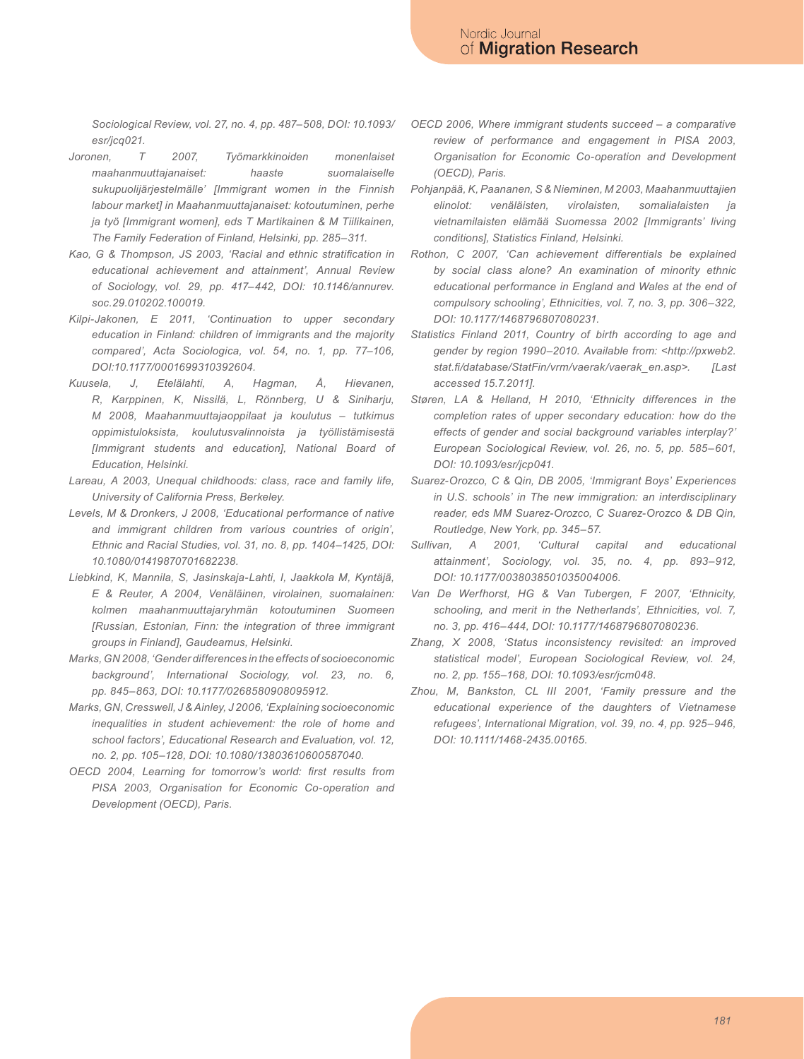*Sociological Review, vol. 27, no. 4, pp. 487–508, DOI: 10.1093/esr/jcq021.*

*Joronen, T 2007, Työmarkkinoiden monenlaiset maahanmuuttajanaiset: haaste suomalaiselle sukupuolijärjestelmälle' [Immigrant women in the Finnish labour market] in Maahanmuuttajanaiset: kotoutuminen, perhe ja työ [Immigrant women], eds T Martikainen & M Tiilikainen, The Family Federation of Finland, Helsinki, pp. 285–311.*

*Kao, G & Thompson, JS 2003, 'Racial and ethnic stratification in educational achievement and attainment', Annual Review of Sociology, vol. 29, pp. 417–442, DOI: 10.1146/annurev.soc.29.010202.100019.*

*Kilpi-Jakonen, E 2011, 'Continuation to upper secondary education in Finland: children of immigrants and the majority compared', Acta Sociologica, vol. 54, no. 1, pp. 77–106, DOI:10.1177/0001699310392604.*

*Kuusela, J, Etelälahti, A, Hagman, Å, Hievanen, R, Karppinen, K, Nissilä, L, Rönnberg, U & Siniharju, M 2008, Maahanmuuttajaoppilaat ja koulutus – tutkimus oppimistuloksista, koulutusvalinnoista ja työllistämisestä [Immigrant students and education], National Board of Education, Helsinki.*

*Lareau, A 2003, Unequal childhoods: class, race and family life, University of California Press, Berkeley.*

*Levels, M & Dronkers, J 2008, 'Educational performance of native and immigrant children from various countries of origin', Ethnic and Racial Studies, vol. 31, no. 8, pp. 1404–1425, DOI: 10.1080/01419870701682238.*

*Liebkind, K, Mannila, S, Jasinskaja-Lahti, I, Jaakkola M, Kyntäjä, E & Reuter, A 2004, Venäläinen, virolainen, suomalainen: kolmen maahanmuuttajaryhmän kotoutuminen Suomeen [Russian, Estonian, Finn: the integration of three immigrant groups in Finland], Gaudeamus, Helsinki.*

*Marks, GN 2008, 'Gender differences in the effects of socioeconomic background', International Sociology, vol. 23, no. 6, pp. 845–863, DOI: 10.1177/0268580908095912.*

*Marks, GN, Cresswell, J & Ainley, J 2006, 'Explaining socioeconomic inequalities in student achievement: the role of home and school factors', Educational Research and Evaluation, vol. 12, no. 2, pp. 105–128, DOI: 10.1080/13803610600587040.*

*OECD 2004, Learning for tomorrow's world: first results from PISA 2003, Organisation for Economic Co-operation and Development (OECD), Paris.*

*OECD 2006, Where immigrant students succeed – a comparative review of performance and engagement in PISA 2003, Organisation for Economic Co-operation and Development (OECD), Paris.*

*Pohjanpää, K, Paananen, S & Nieminen, M 2003, Maahanmuuttajien elinolot: venäläisten, virolaisten, somalialaisten ja vietnamilaisten elämää Suomessa 2002 [Immigrants' living conditions], Statistics Finland, Helsinki.*

*Rothon, C 2007, 'Can achievement differentials be explained by social class alone? An examination of minority ethnic educational performance in England and Wales at the end of compulsory schooling', Ethnicities, vol. 7, no. 3, pp. 306–322, DOI: 10.1177/1468796807080231.*

*Statistics Finland 2011, Country of birth according to age and gender by region 1990–2010. Available from: <http://pxweb2.stat.fi/database/StatFin/vrm/vaerak/vaerak_en.asp>. [Last accessed 15.7.2011].*

*Støren, LA & Helland, H 2010, 'Ethnicity differences in the completion rates of upper secondary education: how do the effects of gender and social background variables interplay?' European Sociological Review, vol. 26, no. 5, pp. 585–601, DOI: 10.1093/esr/jcp041.*

*Suarez-Orozco, C & Qin, DB 2005, 'Immigrant Boys' Experiences in U.S. schools' in The new immigration: an interdisciplinary reader, eds MM Suarez-Orozco, C Suarez-Orozco & DB Qin, Routledge, New York, pp. 345–57.*

*Sullivan, A 2001, 'Cultural capital and educational attainment', Sociology, vol. 35, no. 4, pp. 893–912, DOI: 10.1177/0038038501035004006.*

*Van De Werfhorst, HG & Van Tubergen, F 2007, 'Ethnicity, schooling, and merit in the Netherlands', Ethnicities, vol. 7, no. 3, pp. 416–444, DOI: 10.1177/1468796807080236.*

*Zhang, X 2008, 'Status inconsistency revisited: an improved statistical model', European Sociological Review, vol. 24, no. 2, pp. 155–168, DOI: 10.1093/esr/jcm048.*

*Zhou, M, Bankston, CL III 2001, 'Family pressure and the educational experience of the daughters of Vietnamese refugees', International Migration, vol. 39, no. 4, pp. 925–946, DOI: 10.1111/1468-2435.00165.*